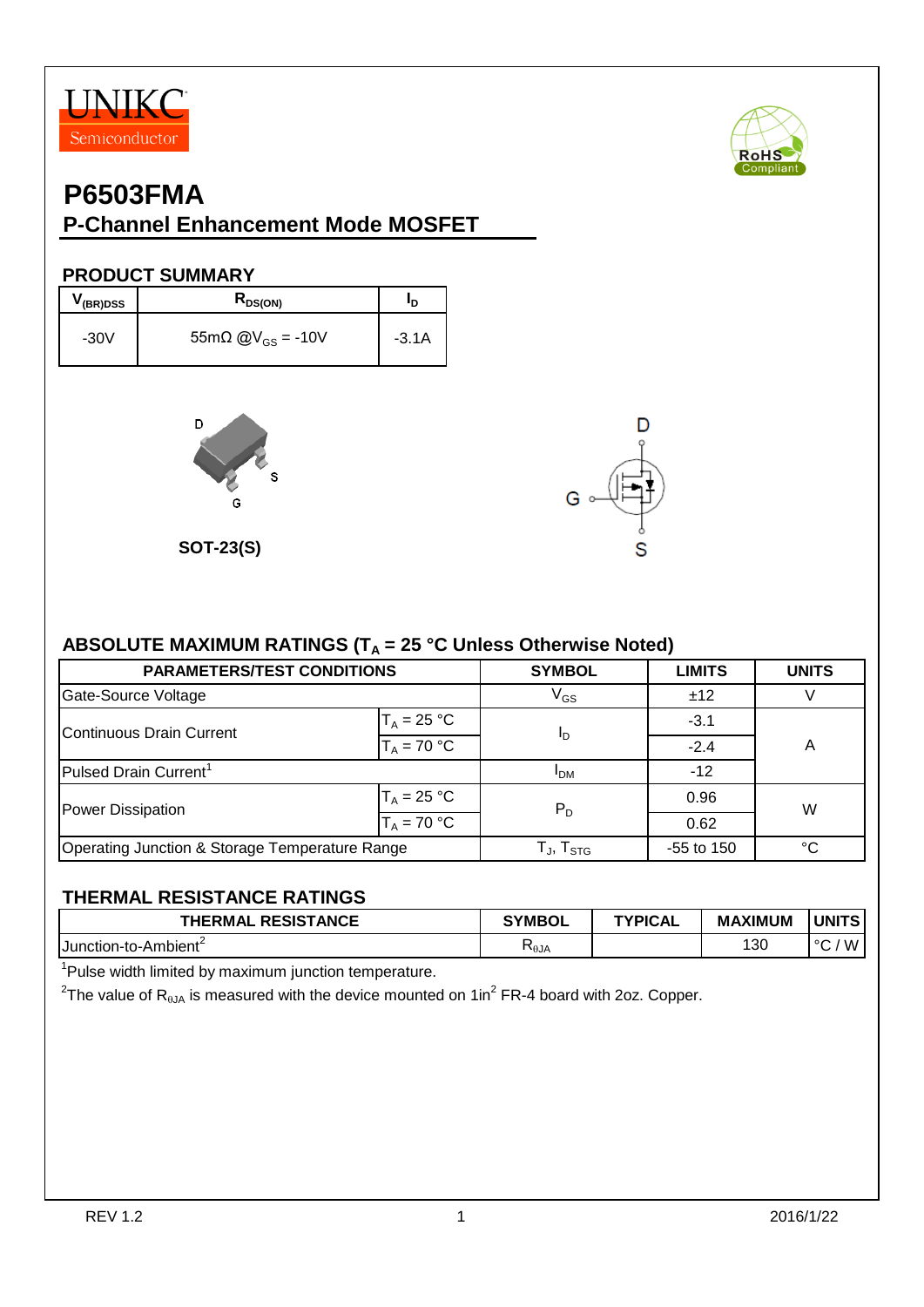UNIKC
Semiconductor

# P6503FMA

## P-Channel Enhancement Mode MOSFET

### PRODUCT SUMMARY

| $V_{(BR)DSS}$ | $R_{DS(ON)}$ | $I_D$ |
|---|---|---|
| -30V | 55mΩ @$V_{GS}$ = -10V | -3.1A |

D
S
G

SOT-23(S)

D
G
S

### ABSOLUTE MAXIMUM RATINGS ($T_A$ = 25 °C Unless Otherwise Noted)

| PARAMETERS/TEST CONDITIONS | | SYMBOL | LIMITS | UNITS |
|---|---|---|---|---|
| Gate-Source Voltage | | $V_{GS}$ | ±12 | V |
| Continuous Drain Current | $T_A$ = 25 °C | $I_D$ | -3.1 | A |
| | $T_A$ = 70 °C | | -2.4 | |
| Pulsed Drain Current[1] | | $I_{DM}$ | -12 | |
| Power Dissipation | $T_A$ = 25 °C | $P_D$ | 0.96 | W |
| | $T_A$ = 70 °C | | 0.62 | |
| Operating Junction & Storage Temperature Range | | $T_J$, $T_{STG}$ | -55 to 150 | °C |

### THERMAL RESISTANCE RATINGS

| THERMAL RESISTANCE | SYMBOL | TYPICAL | MAXIMUM | UNITS |
|---|---|---|---|---|
| Junction-to-Ambient[2] | $R_{\theta JA}$ | | 130 | °C / W |

[1]Pulse width limited by maximum junction temperature.

[2]The value of $R_{\theta JA}$ is measured with the device mounted on $1in^2$ FR-4 board with 2oz. Copper.

REV 1.2 2016/1/22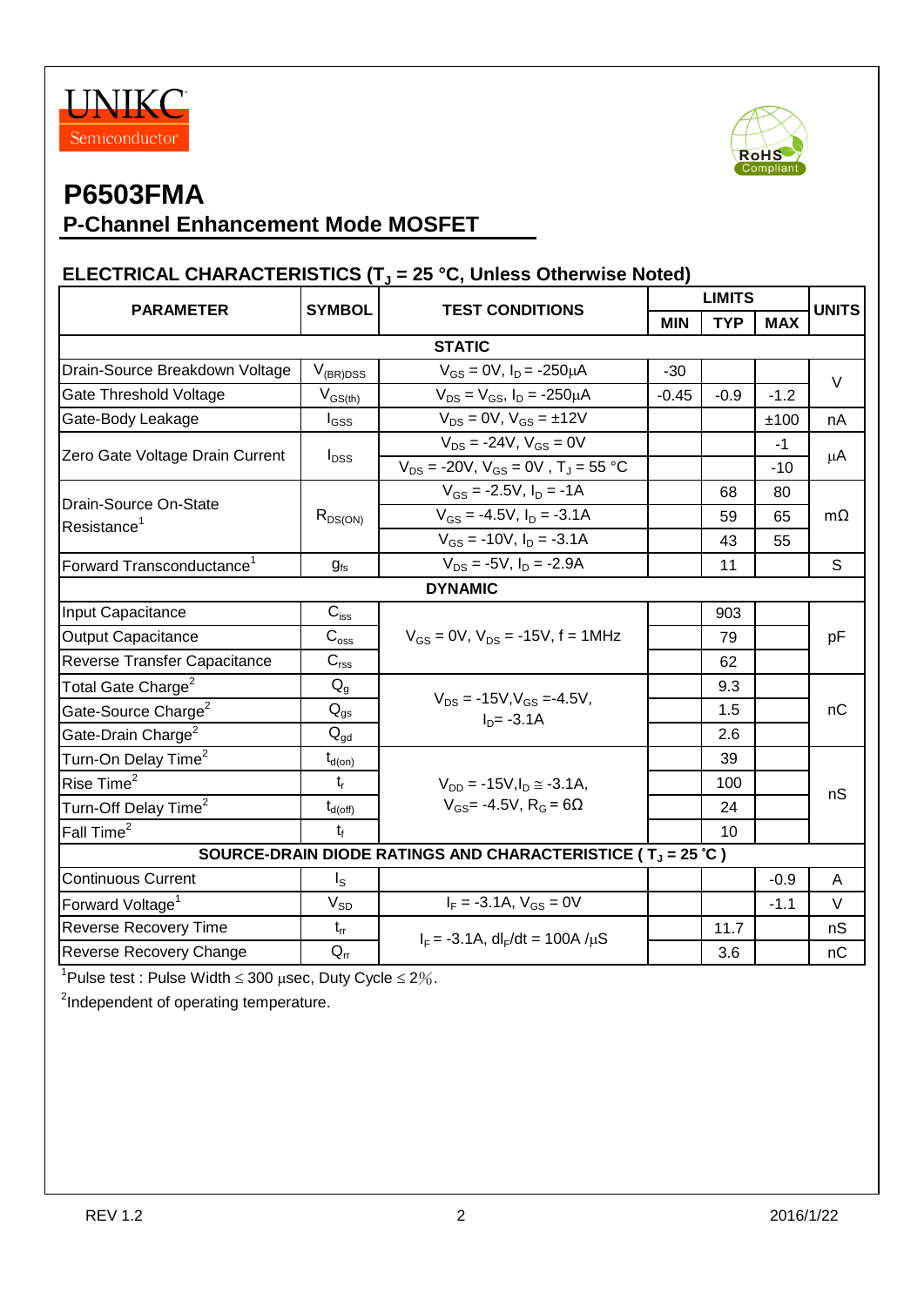UNIKC Semiconductor

# P6503FMA

## P-Channel Enhancement Mode MOSFET

### ELECTRICAL CHARACTERISTICS ($T_J$ = 25 °C, Unless Otherwise Noted)

| PARAMETER | SYMBOL | TEST CONDITIONS | LIMITS | | | UNITS |
|---|---|---|---|---|---|---|
| | | | MIN | TYP | MAX | |
| **STATIC** | | | | | | |
| Drain-Source Breakdown Voltage | $V_{(BR)DSS}$ | $V_{GS}$ = 0V, $I_D$ = -250μA | -30 | | | V |
| Gate Threshold Voltage | $V_{GS(th)}$ | $V_{DS}$ = $V_{GS}$, $I_D$ = -250μA | -0.45 | -0.9 | -1.2 | V |
| Gate-Body Leakage | $I_{GSS}$ | $V_{DS}$ = 0V, $V_{GS}$ = ±12V | | | ±100 | nA |
| Zero Gate Voltage Drain Current | $I_{DSS}$ | $V_{DS}$ = -24V, $V_{GS}$ = 0V | | | -1 | μA |
| | | $V_{DS}$ = -20V, $V_{GS}$ = 0V , $T_J$ = 55 °C | | | -10 | |
| Drain-Source On-State Resistance[1] | $R_{DS(ON)}$ | $V_{GS}$ = -2.5V, $I_D$ = -1A | | 68 | 80 | mΩ |
| | | $V_{GS}$ = -4.5V, $I_D$ = -3.1A | | 59 | 65 | |
| | | $V_{GS}$ = -10V, $I_D$ = -3.1A | | 43 | 55 | |
| Forward Transconductance[1] | $g_{fs}$ | $V_{DS}$ = -5V, $I_D$ = -2.9A | | 11 | | S |
| **DYNAMIC** | | | | | | |
| Input Capacitance | $C_{iss}$ | $V_{GS}$ = 0V, $V_{DS}$ = -15V, f = 1MHz | | 903 | | pF |
| Output Capacitance | $C_{oss}$ | | | 79 | | |
| Reverse Transfer Capacitance | $C_{rss}$ | | | 62 | | |
| Total Gate Charge[2] | $Q_g$ | $V_{DS}$ = -15V,$V_{GS}$ =-4.5V, $I_D$= -3.1A | | 9.3 | | nC |
| Gate-Source Charge[2] | $Q_{gs}$ | | | 1.5 | | |
| Gate-Drain Charge[2] | $Q_{gd}$ | | | 2.6 | | |
| Turn-On Delay Time[2] | $t_{d(on)}$ | $V_{DD}$ = -15V,$I_D$ ≅ -3.1A, $V_{GS}$= -4.5V, $R_G$ = 6Ω | | 39 | | nS |
| Rise Time[2] | $t_r$ | | | 100 | | |
| Turn-Off Delay Time[2] | $t_{d(off)}$ | | | 24 | | |
| Fall Time[2] | $t_f$ | | | 10 | | |
| **SOURCE-DRAIN DIODE RATINGS AND CHARACTERISTICE ( $T_J$ = 25 °C )** | | | | | | |
| Continuous Current | $I_S$ | | | | -0.9 | A |
| Forward Voltage[1] | $V_{SD}$ | $I_F$ = -3.1A, $V_{GS}$ = 0V | | | -1.1 | V |
| Reverse Recovery Time | $t_{rr}$ | $I_F$ = -3.1A, $dI_F/dt$ = 100A /μS | | 11.7 | | nS |
| Reverse Recovery Change | $Q_{rr}$ | | | 3.6 | | nC |

[1]Pulse test : Pulse Width ≤ 300 μsec, Duty Cycle ≤ 2%.

[2]Independent of operating temperature.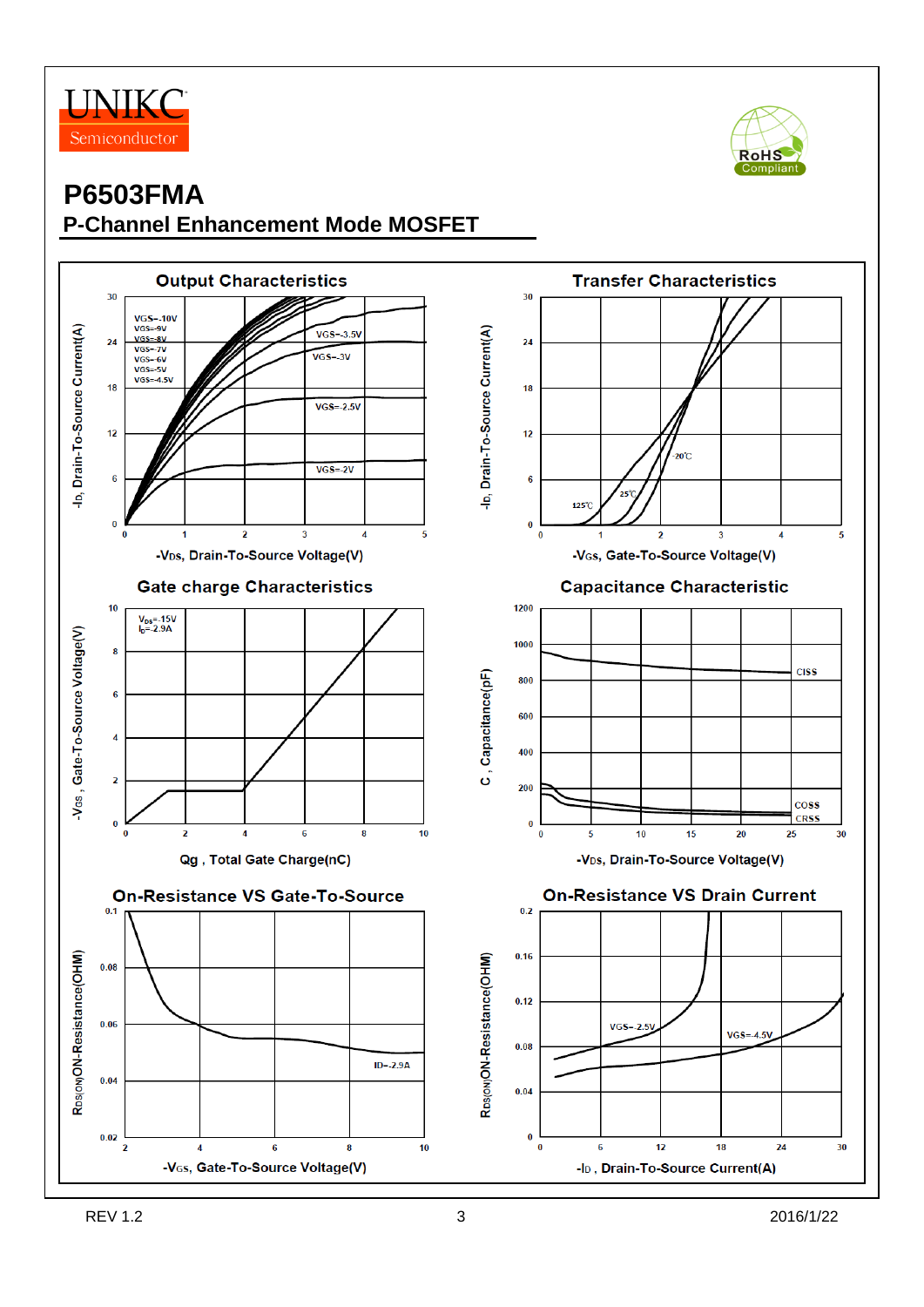# P6503FMA

## P-Channel Enhancement Mode MOSFET

### Output Characteristics

VGS=-10V, VGS=-9V, VGS=-8V, VGS=-7V, VGS=-6V, VGS=-5V, VGS=-4.5V, VGS=-3.5V, VGS=-3V, VGS=-2.5V, VGS=-2V

$-I_D$, Drain-To-Source Current(A) vs. $-V_{DS}$, Drain-To-Source Voltage(V)

### Transfer Characteristics

125℃, 25℃, -20℃

$-I_D$, Drain-To-Source Current(A) vs. $-V_{GS}$, Gate-To-Source Voltage(V)

### Gate charge Characteristics

$V_{DS}$=-15V, $I_D$=-2.9A

$-V_{GS}$, Gate-To-Source Voltage(V) vs. Qg , Total Gate Charge(nC)

### Capacitance Characteristic

CISS, COSS, CRSS

C , Capacitance(pF) vs. $-V_{DS}$, Drain-To-Source Voltage(V)

### On-Resistance VS Gate-To-Source

ID=-2.9A

$R_{DS(ON)}$ON-Resistance(OHM) vs. $-V_{GS}$, Gate-To-Source Voltage(V)

### On-Resistance VS Drain Current

VGS=-2.5V, VGS=-4.5V

$R_{DS(ON)}$ON-Resistance(OHM) vs. $-I_D$ , Drain-To-Source Current(A)

REV 1.2 2016/1/22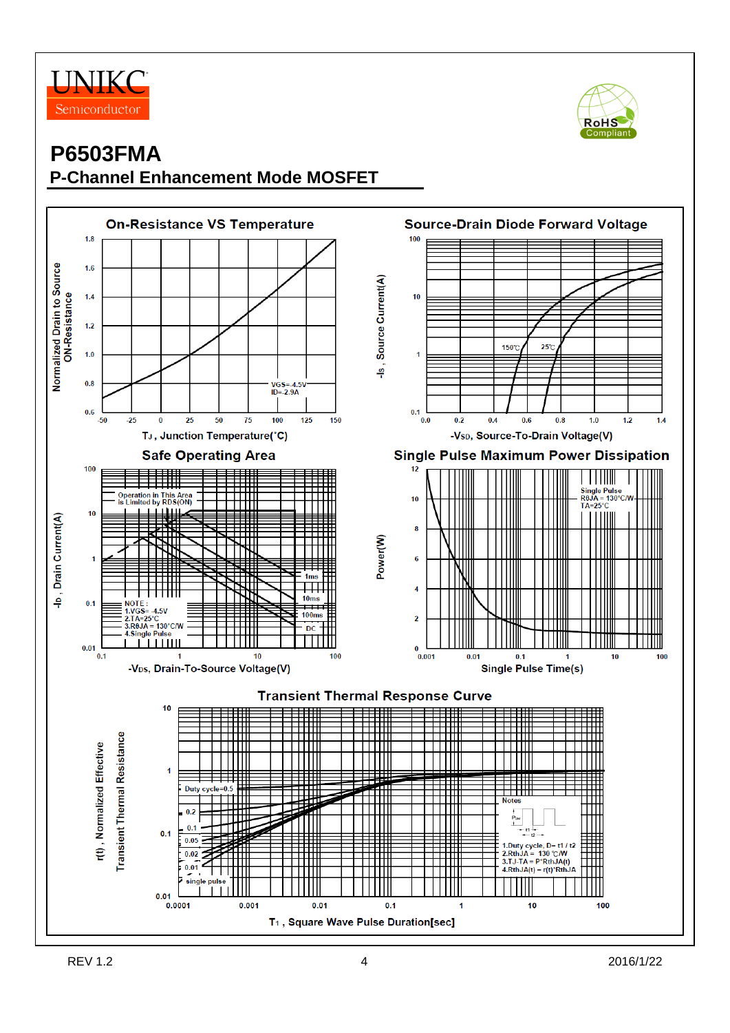UNIKC Semiconductor

RoHS Compliant

# P6503FMA

## P-Channel Enhancement Mode MOSFET

### On-Resistance VS Temperature

Normalized Drain to Source ON-Resistance

VGS=-4.5V
ID=-2.9A

$T_J$, Junction Temperature(°C)

### Source-Drain Diode Forward Voltage

$-I_S$, Source Current(A)

150℃ 25℃

$-V_{SD}$, Source-To-Drain Voltage(V)

### Safe Operating Area

$-I_D$, Drain Current(A)

Operation in This Area is Limited by RDS(ON)

1ms
10ms
100ms
DC

NOTE :
1.VGS= -4.5V
2.TA=25°C
3.RθJA = 130°C/W
4.Single Pulse

$-V_{DS}$, Drain-To-Source Voltage(V)

### Single Pulse Maximum Power Dissipation

Power(W)

Single Pulse
RθJA = 130°C/W
TA=25°C

Single Pulse Time(s)

### Transient Thermal Response Curve

r(t), Normalized Effective Transient Thermal Resistance

Duty cycle=0.5
0.2
0.1
0.05
0.02
0.01
single pulse

Notes
1.Duty cycle, D= t1 / t2
2.RthJA = 130 ℃/W
3.TJ-TA = P*RthJA(t)
4.RthJA(t) = r(t)*RthJA

$T_1$, Square Wave Pulse Duration[sec]

REV 1.2 2016/1/22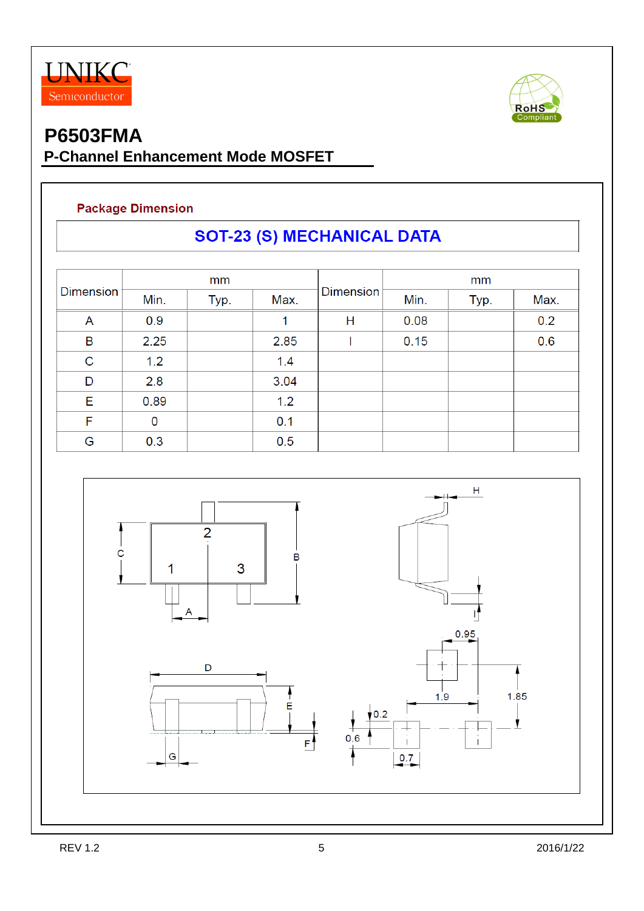# P6503FMA

## P-Channel Enhancement Mode MOSFET

### Package Dimension

**SOT-23 (S) MECHANICAL DATA**

| Dimension | mm | | | Dimension | mm | | |
|---|---|---|---|---|---|---|---|
| | Min. | Typ. | Max. | | Min. | Typ. | Max. |
| A | 0.9 | | 1 | H | 0.08 | | 0.2 |
| B | 2.25 | | 2.85 | I | 0.15 | | 0.6 |
| C | 1.2 | | 1.4 | | | | |
| D | 2.8 | | 3.04 | | | | |
| E | 0.89 | | 1.2 | | | | |
| F | 0 | | 0.1 | | | | |
| G | 0.3 | | 0.5 | | | | |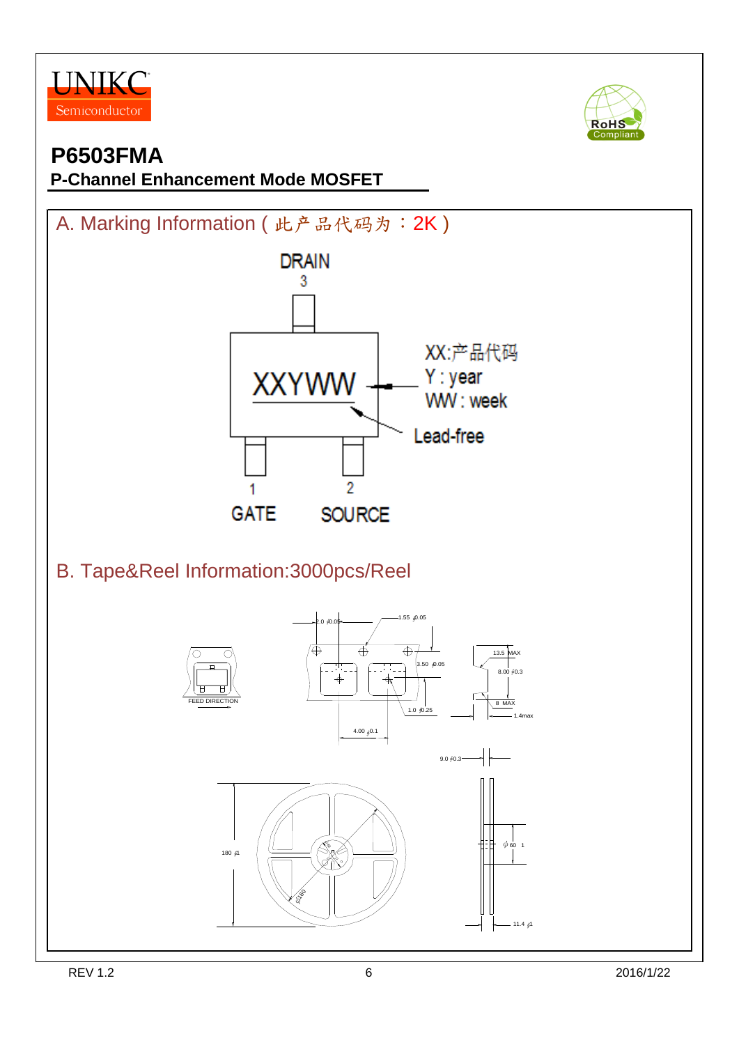# P6503FMA

## P-Channel Enhancement Mode MOSFET

### A. Marking Information ( 此产品代码为 ：2K )

DRAIN
3

XXYWW

XX:产品代码
Y : year
WW : week

Lead-free

1 GATE
2 SOURCE

### B. Tape&Reel Information:3000pcs/Reel

FEED DIRECTION

2.0 ±0.05
1.55 ±0.05
3.50 ±0.05
1.0 ±0.25
4.00 ±0.1
13.5 MAX
8.00 ±0.3
8 MAX
1.4max
9.0 ±0.3
180 ±1
φ160
φ60 1
11.4 ±1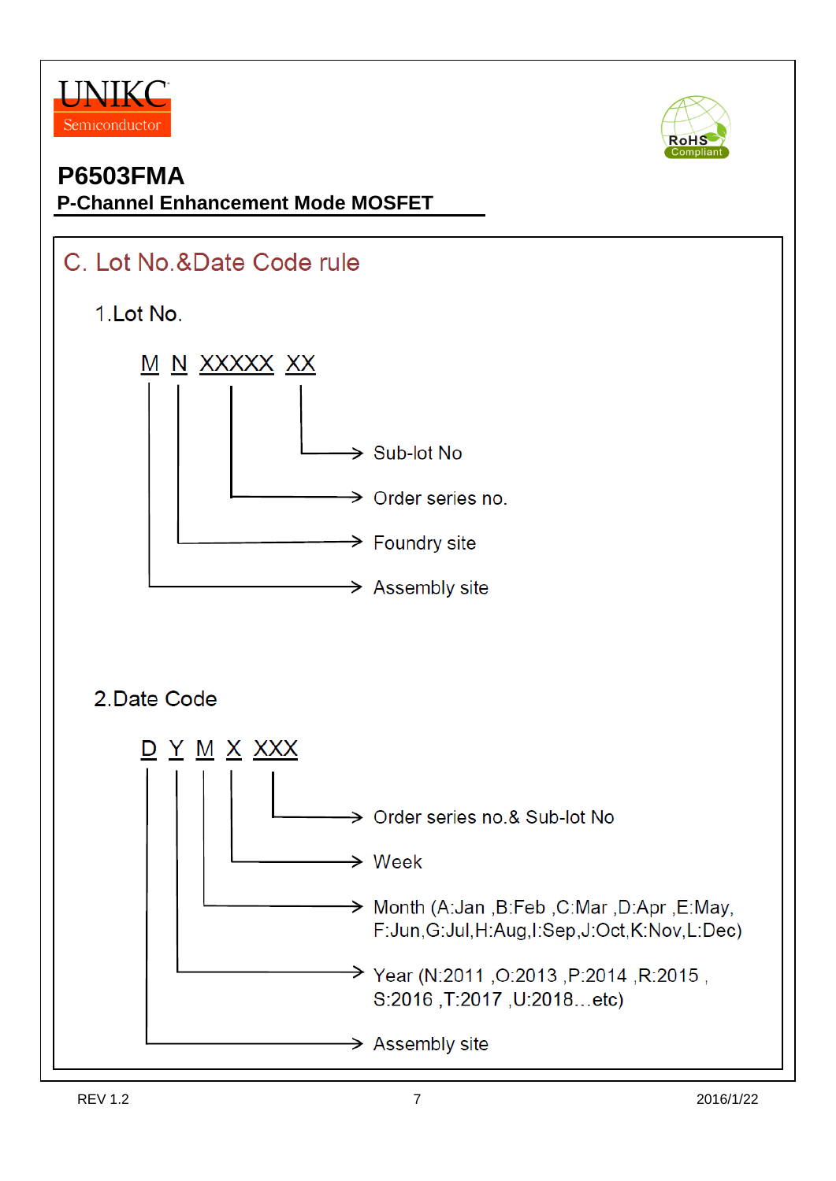UNIKC Semiconductor

# P6503FMA

**P-Channel Enhancement Mode MOSFET**

## C. Lot No.&Date Code rule

### 1.Lot No.

M N XXXXX XX

- M → Assembly site
- N → Foundry site
- XXXXX → Order series no.
- XX → Sub-lot No

### 2.Date Code

D Y M X XXX

- D → Assembly site
- Y → Year (N:2011 ,O:2013 ,P:2014 ,R:2015 , S:2016 ,T:2017 ,U:2018…etc)
- M → Month (A:Jan ,B:Feb ,C:Mar ,D:Apr ,E:May, F:Jun,G:Jul,H:Aug,I:Sep,J:Oct,K:Nov,L:Dec)
- X → Week
- XXX → Order series no.& Sub-lot No

REV 1.2 2016/1/22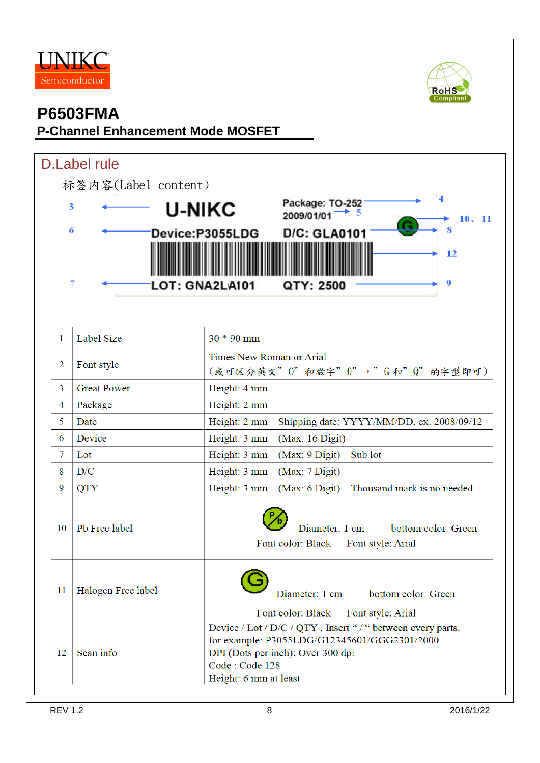UNIKC
Semiconductor

RoHS Compliant

# P6503FMA

## P-Channel Enhancement Mode MOSFET

## D.Label rule

标签内容(Label content)

U-NIKC
Package: TO-252
2009/01/01
Device:P3055LDG
D/C: GLA0101
LOT: GNA2LA101
QTY: 2500

3, 4, 5, 6, 7, 8, 9, 10、11, 12

| | | |
|---|---|---|
| 1 | Label Size | 30 * 90 mm |
| 2 | Font style | Times New Roman or Arial (或可区分英文" O" 和数字" 0" ，" G 和" Q" 的字型即可) |
| 3 | Great Power | Height: 4 mm |
| 4 | Package | Height: 2 mm |
| 5 | Date | Height: 2 mm Shipping date: YYYY/MM/DD, ex. 2008/09/12 |
| 6 | Device | Height: 3 mm (Max: 16 Digit) |
| 7 | Lot | Height: 3 mm (Max: 9 Digit) Sub lot |
| 8 | D/C | Height: 3 mm (Max: 7 Digit) |
| 9 | QTY | Height: 3 mm (Max: 6 Digit) Thousand mark is no needed |
| 10 | Pb Free label | Diameter: 1 cm bottom color: Green<br>Font color: Black Font style: Arial |
| 11 | Halogen Free label | Diameter: 1 cm bottom color: Green<br>Font color: Black Font style: Arial |
| 12 | Scan info | Device / Lot / D/C / QTY , Insert " / " between every parts.<br>for example: P3055LDG/G12345601/GGG2301/2000<br>DPI (Dots per inch): Over 300 dpi<br>Code : Code 128<br>Height: 6 mm at least |

REV 1.2　　　　2016/1/22